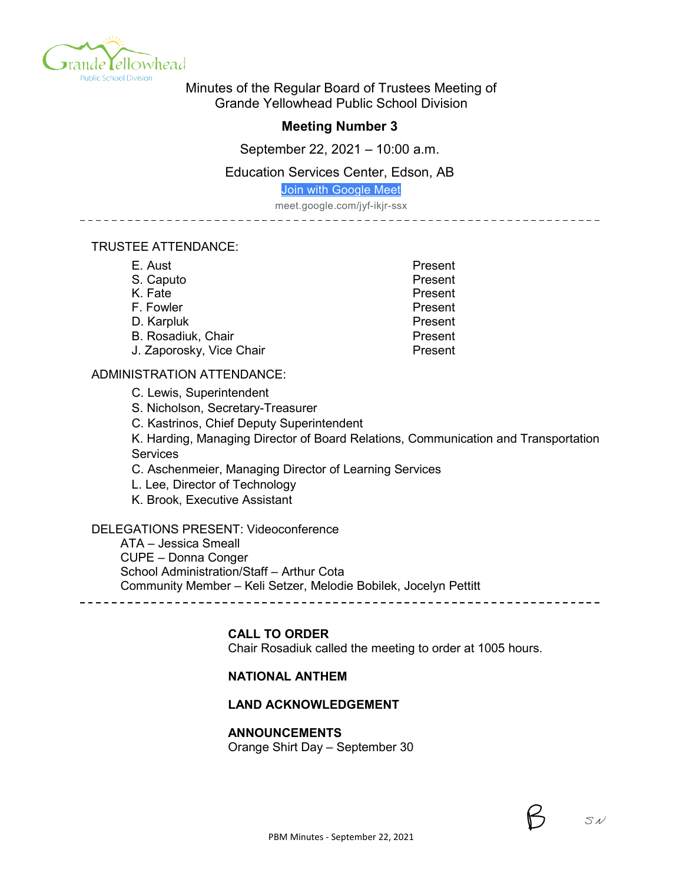Minutes of the Regular Board of Trustees Meeting of Grande Yellowhead Public School Division

# Meeting Number 3

September 22, 2021 – 10:00 a.m.

Education Services Center, Edson, AB

[Join with Google Meet](meet.google.com/jyf-ikjr-ssx)

meet.google.com/jyf-ikjr-ssx

---

TRUSTEE ATTENDANCE:

| | |
|---|---|
| E. Aust | Present |
| S. Caputo | Present |
| K. Fate | Present |
| F. Fowler | Present |
| D. Karpluk | Present |
| B. Rosadiuk, Chair | Present |
| J. Zaporosky, Vice Chair | Present |

ADMINISTRATION ATTENDANCE:

- C. Lewis, Superintendent
- S. Nicholson, Secretary-Treasurer
- C. Kastrinos, Chief Deputy Superintendent
- K. Harding, Managing Director of Board Relations, Communication and Transportation Services
- C. Aschenmeier, Managing Director of Learning Services
- L. Lee, Director of Technology
- K. Brook, Executive Assistant

DELEGATIONS PRESENT: Videoconference

- ATA – Jessica Smeall
- CUPE – Donna Conger
- School Administration/Staff – Arthur Cota
- Community Member – Keli Setzer, Melodie Bobilek, Jocelyn Pettitt

---

**CALL TO ORDER**
Chair Rosadiuk called the meeting to order at 1005 hours.

**NATIONAL ANTHEM**

**LAND ACKNOWLEDGEMENT**

**ANNOUNCEMENTS**
Orange Shirt Day – September 30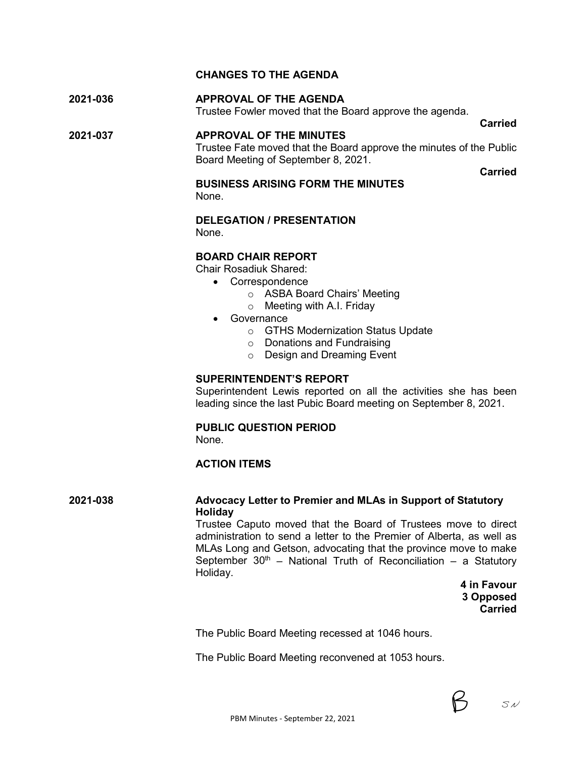**CHANGES TO THE AGENDA**

**2021-036** **APPROVAL OF THE AGENDA**

Trustee Fowler moved that the Board approve the agenda.

**Carried**

**2021-037** **APPROVAL OF THE MINUTES**

Trustee Fate moved that the Board approve the minutes of the Public Board Meeting of September 8, 2021.

**Carried**

**BUSINESS ARISING FORM THE MINUTES**

None.

**DELEGATION / PRESENTATION**

None.

**BOARD CHAIR REPORT**

Chair Rosadiuk Shared:

- Correspondence
  - ASBA Board Chairs' Meeting
  - Meeting with A.I. Friday
- Governance
  - GTHS Modernization Status Update
  - Donations and Fundraising
  - Design and Dreaming Event

**SUPERINTENDENT'S REPORT**

Superintendent Lewis reported on all the activities she has been leading since the last Pubic Board meeting on September 8, 2021.

**PUBLIC QUESTION PERIOD**

None.

**ACTION ITEMS**

**2021-038** **Advocacy Letter to Premier and MLAs in Support of Statutory Holiday**

Trustee Caputo moved that the Board of Trustees move to direct administration to send a letter to the Premier of Alberta, as well as MLAs Long and Getson, advocating that the province move to make September 30th – National Truth of Reconciliation – a Statutory Holiday.

**4 in Favour**
**3 Opposed**
**Carried**

The Public Board Meeting recessed at 1046 hours.

The Public Board Meeting reconvened at 1053 hours.

B SN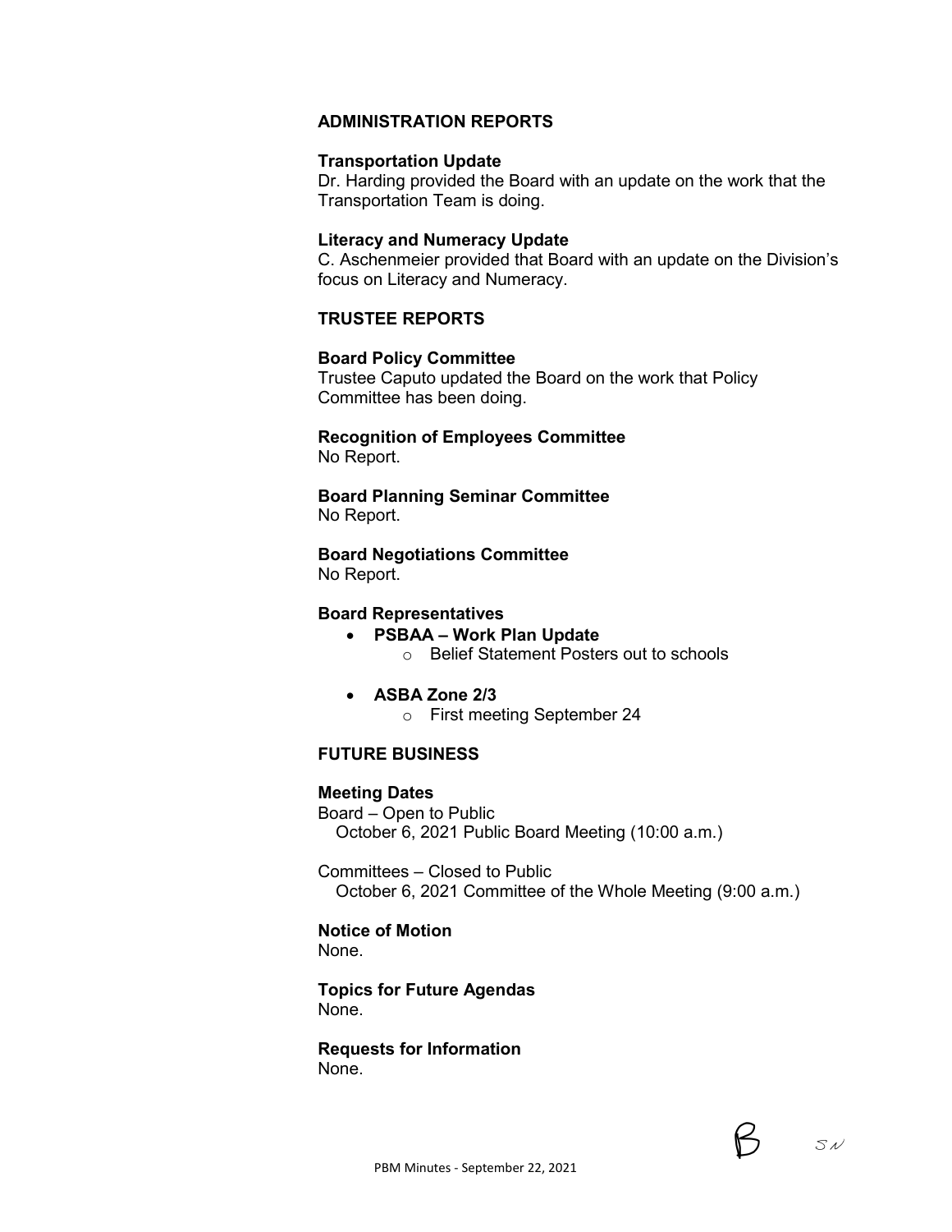## ADMINISTRATION REPORTS

**Transportation Update**
Dr. Harding provided the Board with an update on the work that the Transportation Team is doing.

**Literacy and Numeracy Update**
C. Aschenmeier provided that Board with an update on the Division's focus on Literacy and Numeracy.

## TRUSTEE REPORTS

**Board Policy Committee**
Trustee Caputo updated the Board on the work that Policy Committee has been doing.

**Recognition of Employees Committee**
No Report.

**Board Planning Seminar Committee**
No Report.

**Board Negotiations Committee**
No Report.

**Board Representatives**

- **PSBAA – Work Plan Update**
  - Belief Statement Posters out to schools
- **ASBA Zone 2/3**
  - First meeting September 24

## FUTURE BUSINESS

**Meeting Dates**
Board – Open to Public
October 6, 2021 Public Board Meeting (10:00 a.m.)

Committees – Closed to Public
October 6, 2021 Committee of the Whole Meeting (9:00 a.m.)

**Notice of Motion**
None.

**Topics for Future Agendas**
None.

**Requests for Information**
None.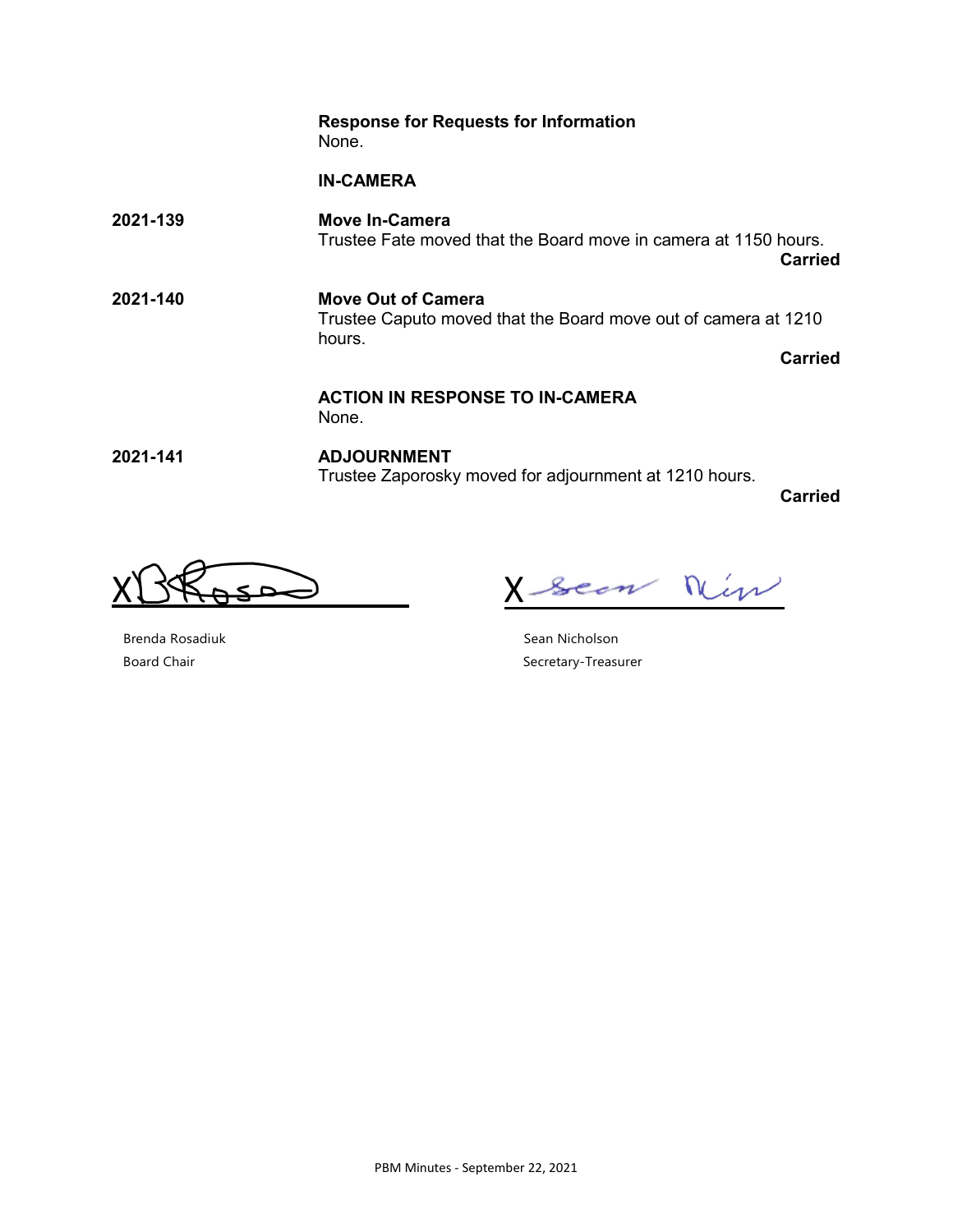**Response for Requests for Information**
None.

**IN-CAMERA**

**2021-139** **Move In-Camera**
Trustee Fate moved that the Board move in camera at 1150 hours.
**Carried**

**2021-140** **Move Out of Camera**
Trustee Caputo moved that the Board move out of camera at 1210 hours.
**Carried**

**ACTION IN RESPONSE TO IN-CAMERA**
None.

**2021-141** **ADJOURNMENT**
Trustee Zaporosky moved for adjournment at 1210 hours.
**Carried**

X

Brenda Rosadiuk
Board Chair

X

Sean Nicholson
Secretary-Treasurer